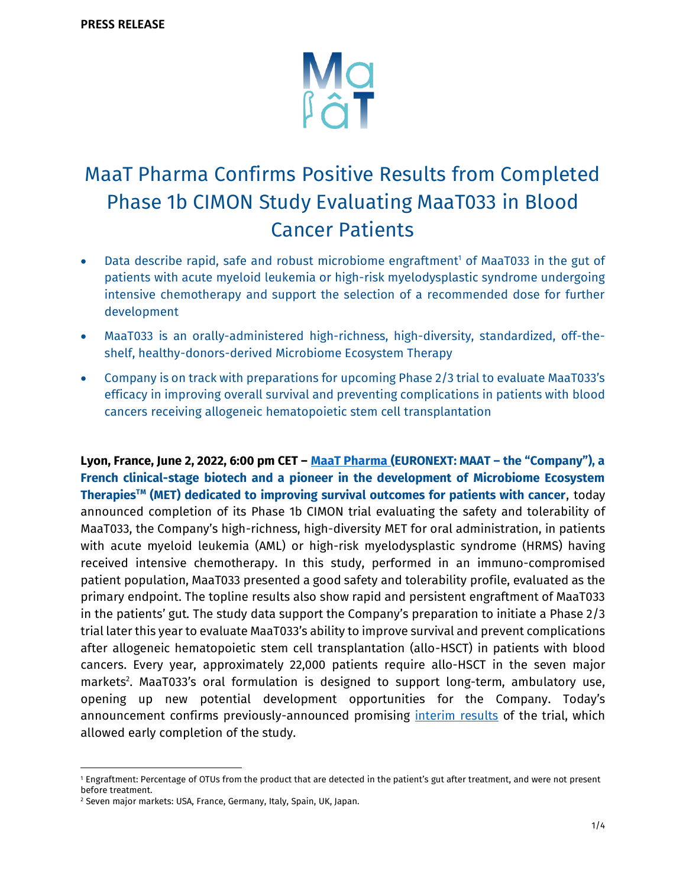**PRESS RELEASE**

# MaaT Pharma Confirms Positive Results from Completed Phase 1b CIMON Study Evaluating MaaT033 in Blood Cancer Patients

- Data describe rapid, safe and robust microbiome engraftment[1] of MaaT033 in the gut of patients with acute myeloid leukemia or high-risk myelodysplastic syndrome undergoing intensive chemotherapy and support the selection of a recommended dose for further development
- MaaT033 is an orally-administered high-richness, high-diversity, standardized, off-the-shelf, healthy-donors-derived Microbiome Ecosystem Therapy
- Company is on track with preparations for upcoming Phase 2/3 trial to evaluate MaaT033's efficacy in improving overall survival and preventing complications in patients with blood cancers receiving allogeneic hematopoietic stem cell transplantation

**Lyon, France, June 2, 2022, 6:00 pm CET – MaaT Pharma (EURONEXT: MAAT – the "Company"), a French clinical-stage biotech and a pioneer in the development of Microbiome Ecosystem Therapies™ (MET) dedicated to improving survival outcomes for patients with cancer**, today announced completion of its Phase 1b CIMON trial evaluating the safety and tolerability of MaaT033, the Company's high-richness, high-diversity MET for oral administration, in patients with acute myeloid leukemia (AML) or high-risk myelodysplastic syndrome (HRMS) having received intensive chemotherapy. In this study, performed in an immuno-compromised patient population, MaaT033 presented a good safety and tolerability profile, evaluated as the primary endpoint. The topline results also show rapid and persistent engraftment of MaaT033 in the patients' gut. The study data support the Company's preparation to initiate a Phase 2/3 trial later this year to evaluate MaaT033's ability to improve survival and prevent complications after allogeneic hematopoietic stem cell transplantation (allo-HSCT) in patients with blood cancers. Every year, approximately 22,000 patients require allo-HSCT in the seven major markets[2]. MaaT033's oral formulation is designed to support long-term, ambulatory use, opening up new potential development opportunities for the Company. Today's announcement confirms previously-announced promising interim results of the trial, which allowed early completion of the study.

---

[1] Engraftment: Percentage of OTUs from the product that are detected in the patient's gut after treatment, and were not present before treatment.

[2] Seven major markets: USA, France, Germany, Italy, Spain, UK, Japan.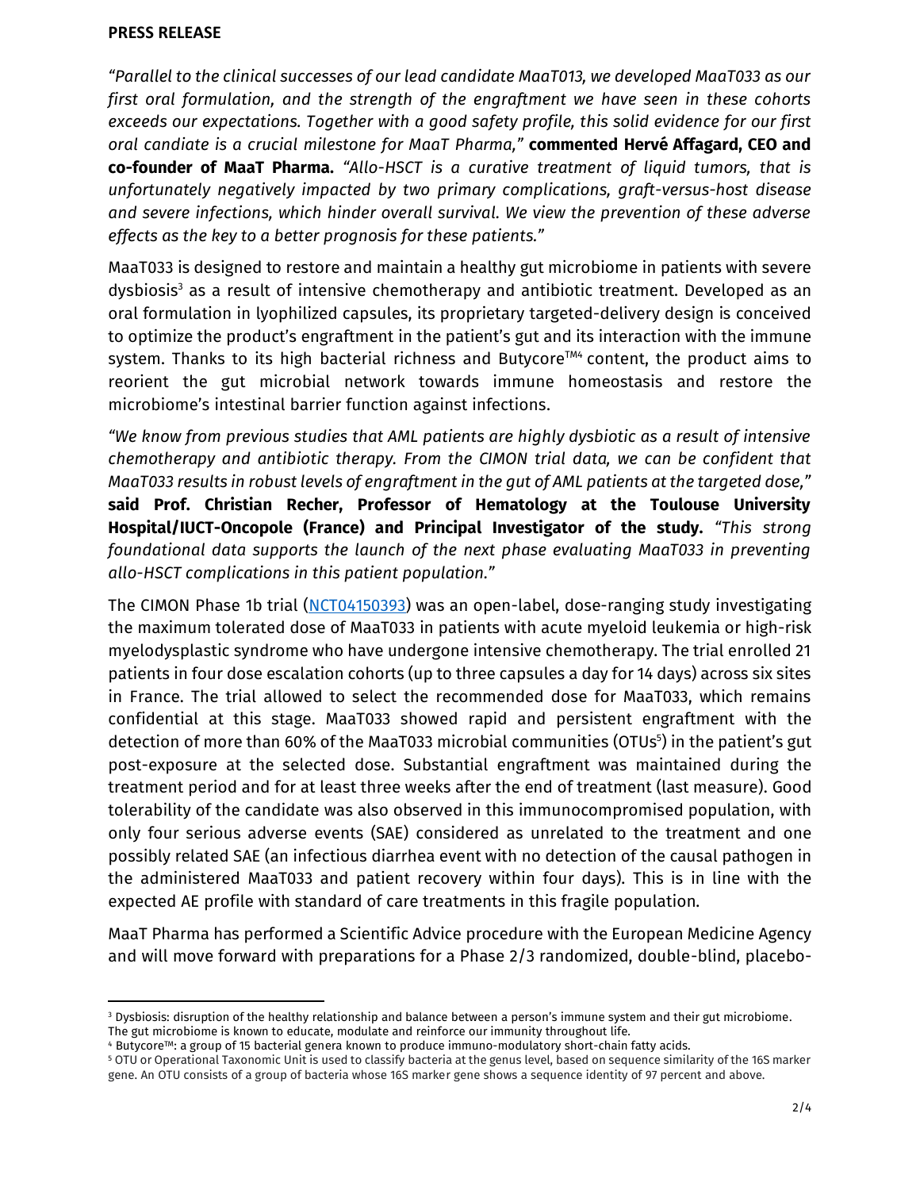**PRESS RELEASE**

*"Parallel to the clinical successes of our lead candidate MaaT013, we developed MaaT033 as our first oral formulation, and the strength of the engraftment we have seen in these cohorts exceeds our expectations. Together with a good safety profile, this solid evidence for our first oral candiate is a crucial milestone for MaaT Pharma,"* **commented Hervé Affagard, CEO and co-founder of MaaT Pharma.** *"Allo-HSCT is a curative treatment of liquid tumors, that is unfortunately negatively impacted by two primary complications, graft-versus-host disease and severe infections, which hinder overall survival. We view the prevention of these adverse effects as the key to a better prognosis for these patients."*

MaaT033 is designed to restore and maintain a healthy gut microbiome in patients with severe dysbiosis[3] as a result of intensive chemotherapy and antibiotic treatment. Developed as an oral formulation in lyophilized capsules, its proprietary targeted-delivery design is conceived to optimize the product's engraftment in the patient's gut and its interaction with the immune system. Thanks to its high bacterial richness and Butycore™[4] content, the product aims to reorient the gut microbial network towards immune homeostasis and restore the microbiome's intestinal barrier function against infections.

*"We know from previous studies that AML patients are highly dysbiotic as a result of intensive chemotherapy and antibiotic therapy. From the CIMON trial data, we can be confident that MaaT033 results in robust levels of engraftment in the gut of AML patients at the targeted dose,"* **said Prof. Christian Recher, Professor of Hematology at the Toulouse University Hospital/IUCT-Oncopole (France) and Principal Investigator of the study.** *"This strong foundational data supports the launch of the next phase evaluating MaaT033 in preventing allo-HSCT complications in this patient population."*

The CIMON Phase 1b trial (NCT04150393) was an open-label, dose-ranging study investigating the maximum tolerated dose of MaaT033 in patients with acute myeloid leukemia or high-risk myelodysplastic syndrome who have undergone intensive chemotherapy. The trial enrolled 21 patients in four dose escalation cohorts (up to three capsules a day for 14 days) across six sites in France. The trial allowed to select the recommended dose for MaaT033, which remains confidential at this stage. MaaT033 showed rapid and persistent engraftment with the detection of more than 60% of the MaaT033 microbial communities (OTUs[5]) in the patient's gut post-exposure at the selected dose. Substantial engraftment was maintained during the treatment period and for at least three weeks after the end of treatment (last measure). Good tolerability of the candidate was also observed in this immunocompromised population, with only four serious adverse events (SAE) considered as unrelated to the treatment and one possibly related SAE (an infectious diarrhea event with no detection of the causal pathogen in the administered MaaT033 and patient recovery within four days). This is in line with the expected AE profile with standard of care treatments in this fragile population.

MaaT Pharma has performed a Scientific Advice procedure with the European Medicine Agency and will move forward with preparations for a Phase 2/3 randomized, double-blind, placebo-

---

[3] Dysbiosis: disruption of the healthy relationship and balance between a person's immune system and their gut microbiome. The gut microbiome is known to educate, modulate and reinforce our immunity throughout life.

[4] Butycore™: a group of 15 bacterial genera known to produce immuno-modulatory short-chain fatty acids.

[5] OTU or Operational Taxonomic Unit is used to classify bacteria at the genus level, based on sequence similarity of the 16S marker gene. An OTU consists of a group of bacteria whose 16S marker gene shows a sequence identity of 97 percent and above.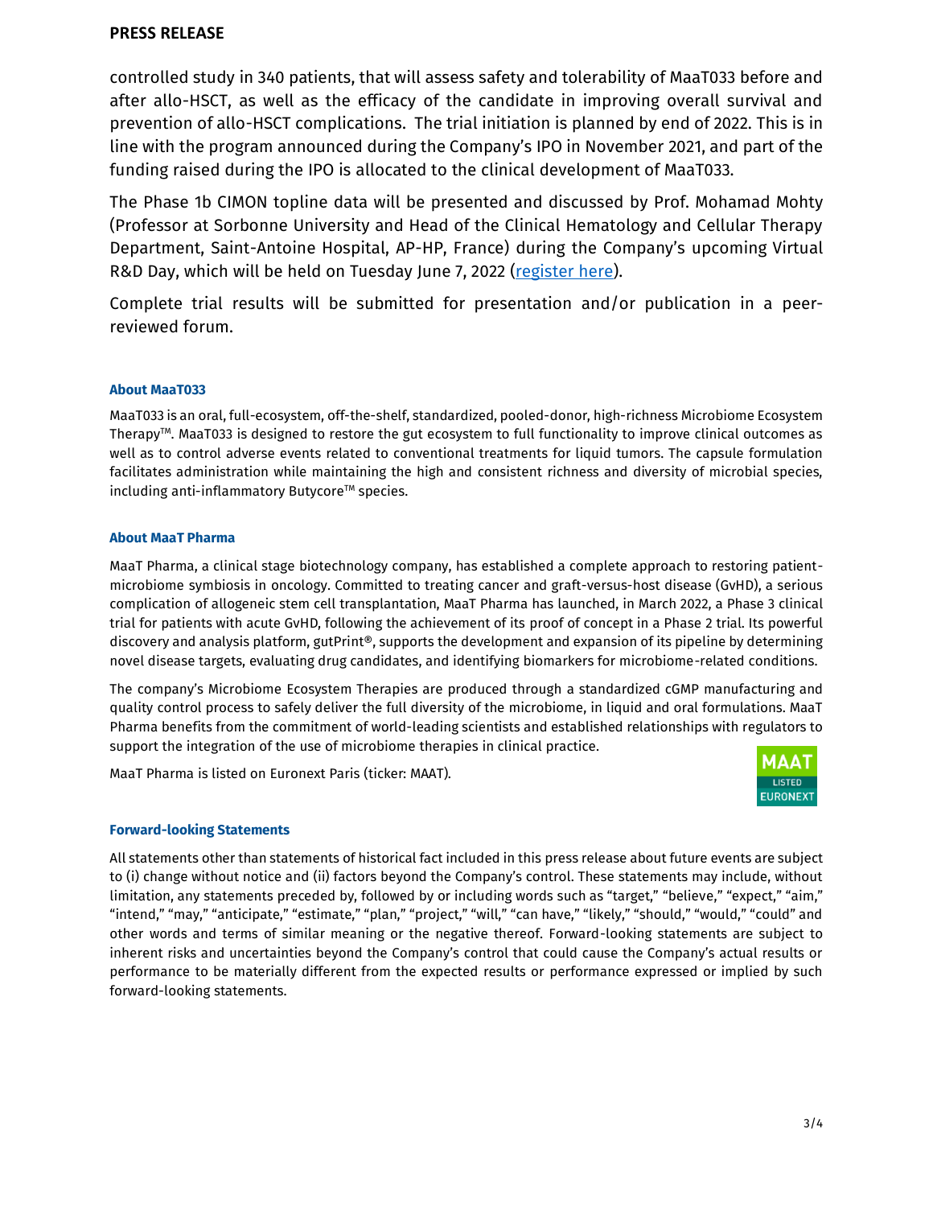controlled study in 340 patients, that will assess safety and tolerability of MaaT033 before and after allo-HSCT, as well as the efficacy of the candidate in improving overall survival and prevention of allo-HSCT complications. The trial initiation is planned by end of 2022. This is in line with the program announced during the Company's IPO in November 2021, and part of the funding raised during the IPO is allocated to the clinical development of MaaT033.

The Phase 1b CIMON topline data will be presented and discussed by Prof. Mohamad Mohty (Professor at Sorbonne University and Head of the Clinical Hematology and Cellular Therapy Department, Saint-Antoine Hospital, AP-HP, France) during the Company's upcoming Virtual R&D Day, which will be held on Tuesday June 7, 2022 (register here).

Complete trial results will be submitted for presentation and/or publication in a peer-reviewed forum.

### About MaaT033

MaaT033 is an oral, full-ecosystem, off-the-shelf, standardized, pooled-donor, high-richness Microbiome Ecosystem Therapy™. MaaT033 is designed to restore the gut ecosystem to full functionality to improve clinical outcomes as well as to control adverse events related to conventional treatments for liquid tumors. The capsule formulation facilitates administration while maintaining the high and consistent richness and diversity of microbial species, including anti-inflammatory Butycore™ species.

### About MaaT Pharma

MaaT Pharma, a clinical stage biotechnology company, has established a complete approach to restoring patient-microbiome symbiosis in oncology. Committed to treating cancer and graft-versus-host disease (GvHD), a serious complication of allogeneic stem cell transplantation, MaaT Pharma has launched, in March 2022, a Phase 3 clinical trial for patients with acute GvHD, following the achievement of its proof of concept in a Phase 2 trial. Its powerful discovery and analysis platform, gutPrint®, supports the development and expansion of its pipeline by determining novel disease targets, evaluating drug candidates, and identifying biomarkers for microbiome-related conditions.

The company's Microbiome Ecosystem Therapies are produced through a standardized cGMP manufacturing and quality control process to safely deliver the full diversity of the microbiome, in liquid and oral formulations. MaaT Pharma benefits from the commitment of world-leading scientists and established relationships with regulators to support the integration of the use of microbiome therapies in clinical practice.

MaaT Pharma is listed on Euronext Paris (ticker: MAAT).

MAAT
LISTED
EURONEXT

### Forward-looking Statements

All statements other than statements of historical fact included in this press release about future events are subject to (i) change without notice and (ii) factors beyond the Company's control. These statements may include, without limitation, any statements preceded by, followed by or including words such as "target," "believe," "expect," "aim," "intend," "may," "anticipate," "estimate," "plan," "project," "will," "can have," "likely," "should," "would," "could" and other words and terms of similar meaning or the negative thereof. Forward-looking statements are subject to inherent risks and uncertainties beyond the Company's control that could cause the Company's actual results or performance to be materially different from the expected results or performance expressed or implied by such forward-looking statements.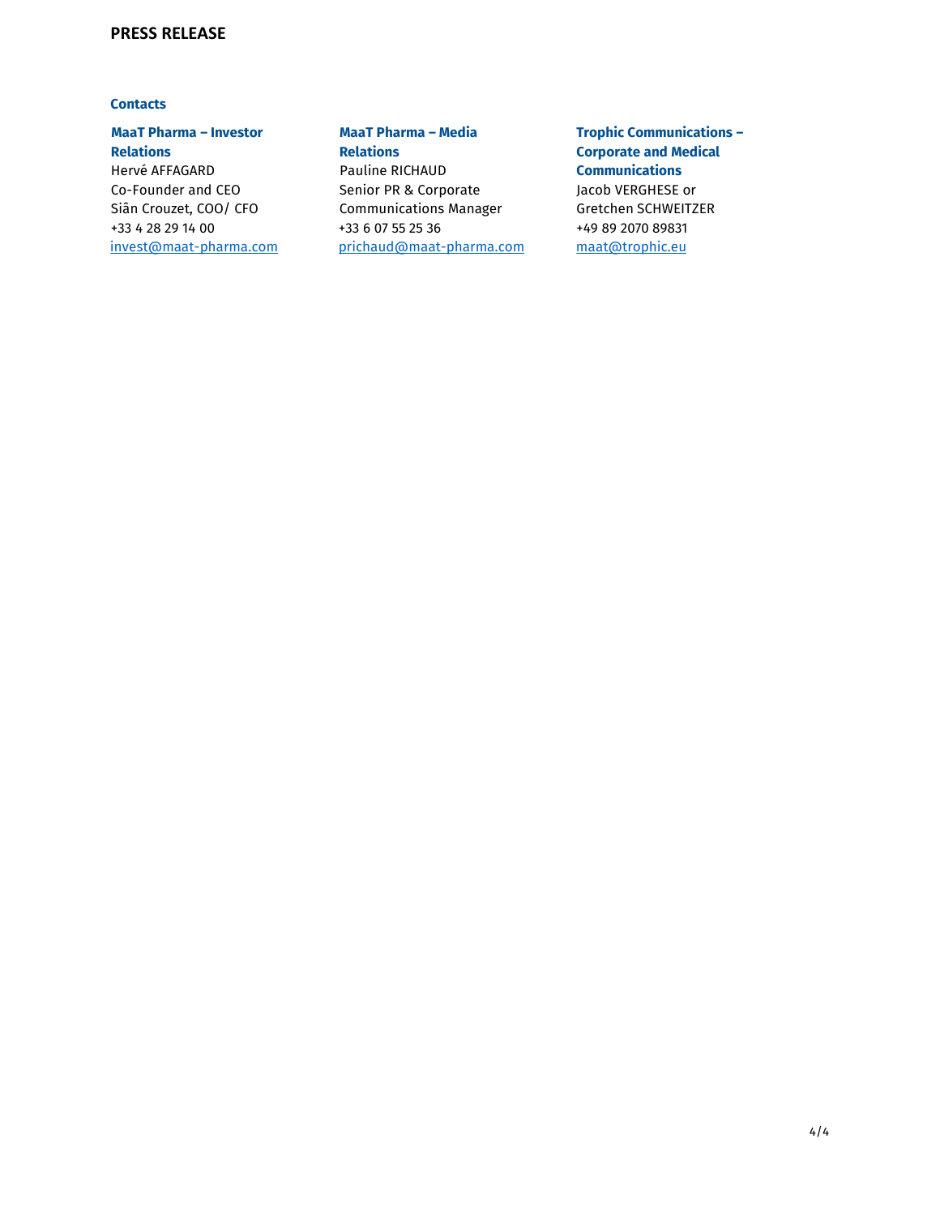**Contacts**

**MaaT Pharma – Investor Relations**
Hervé AFFAGARD
Co-Founder and CEO
Siân Crouzet, COO/ CFO
+33 4 28 29 14 00
invest@maat-pharma.com

**MaaT Pharma – Media Relations**
Pauline RICHAUD
Senior PR & Corporate Communications Manager
+33 6 07 55 25 36
prichaud@maat-pharma.com

**Trophic Communications – Corporate and Medical Communications**
Jacob VERGHESE or
Gretchen SCHWEITZER
+49 89 2070 89831
maat@trophic.eu